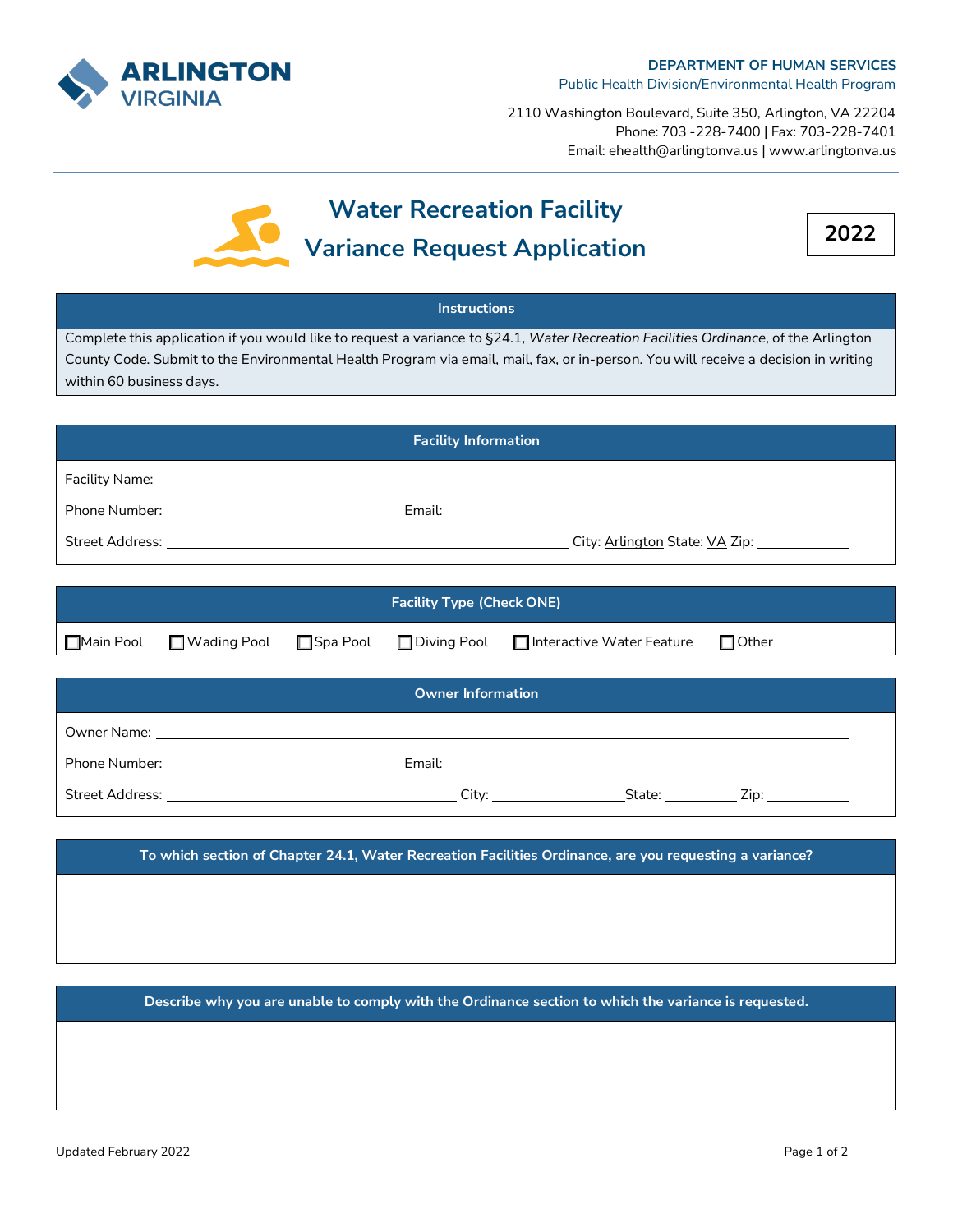**ARLINGTON VIRGINIA**

**DEPARTMENT OF HUMAN SERVICES**
Public Health Division/Environmental Health Program

2110 Washington Boulevard, Suite 350, Arlington, VA 22204
Phone: 703 -228-7400 | Fax: 703-228-7401
Email: ehealth@arlingtonva.us | www.arlingtonva.us

# Water Recreation Facility Variance Request Application

**2022**

## Instructions

Complete this application if you would like to request a variance to §24.1, *Water Recreation Facilities Ordinance*, of the Arlington County Code. Submit to the Environmental Health Program via email, mail, fax, or in-person. You will receive a decision in writing within 60 business days.

## Facility Information

Facility Name: ______________________________

Phone Number: ______________ Email: ______________

Street Address: ______________ City: Arlington State: VA Zip: ________

## Facility Type (Check ONE)

☐ Main Pool ☐ Wading Pool ☐ Spa Pool ☐ Diving Pool ☐ Interactive Water Feature ☐ Other

## Owner Information

Owner Name: ______________________________

Phone Number: ______________ Email: ______________

Street Address: ______________ City: ________ State: ______ Zip: ________

## To which section of Chapter 24.1, Water Recreation Facilities Ordinance, are you requesting a variance?

## Describe why you are unable to comply with the Ordinance section to which the variance is requested.

Updated February 2022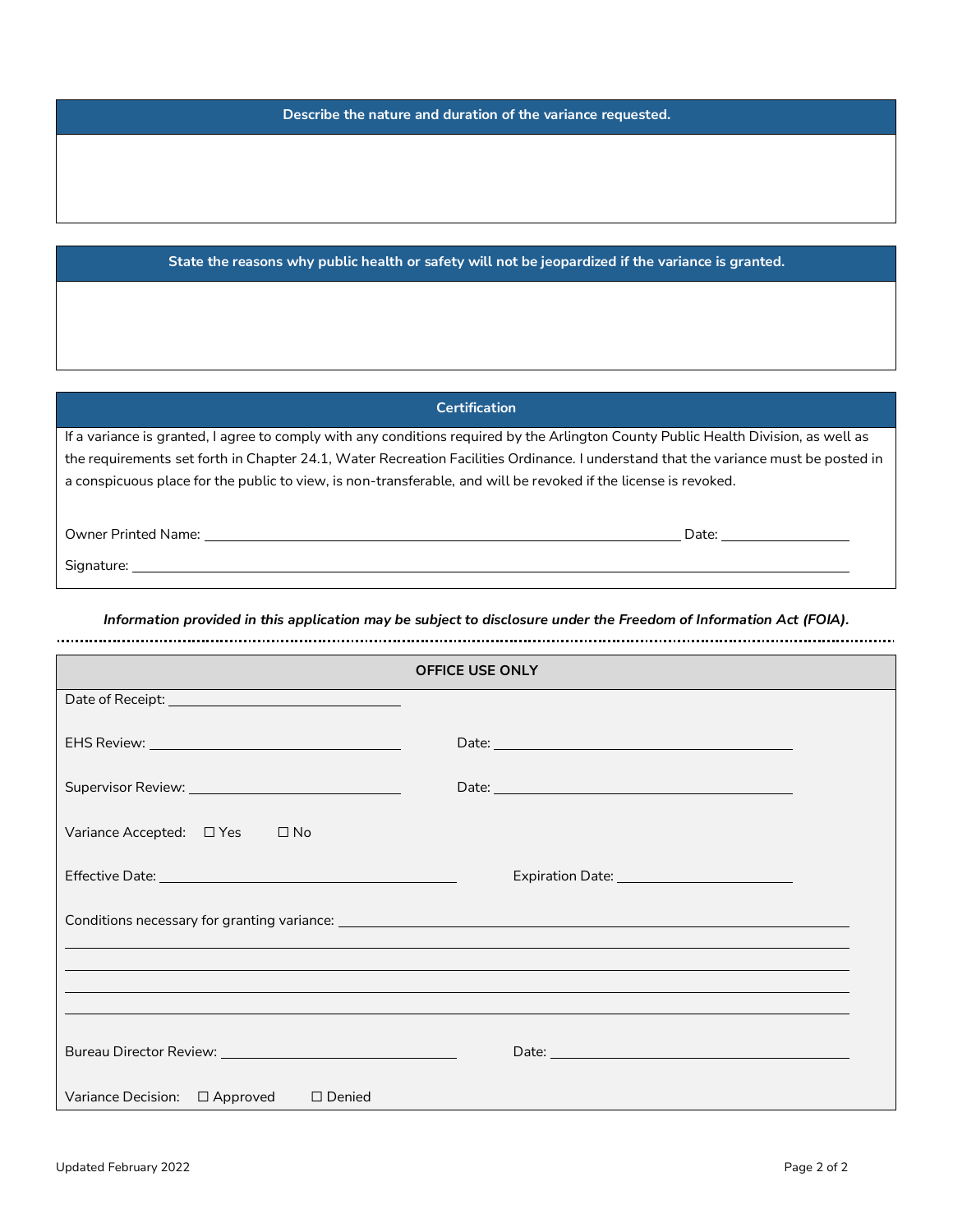## Describe the nature and duration of the variance requested.

## State the reasons why public health or safety will not be jeopardized if the variance is granted.

## Certification

If a variance is granted, I agree to comply with any conditions required by the Arlington County Public Health Division, as well as the requirements set forth in Chapter 24.1, Water Recreation Facilities Ordinance. I understand that the variance must be posted in a conspicuous place for the public to view, is non-transferable, and will be revoked if the license is revoked.

Owner Printed Name: ______________________________ Date: ____________

Signature: ______________________________

***Information provided in this application may be subject to disclosure under the Freedom of Information Act (FOIA).***

---

## OFFICE USE ONLY

Date of Receipt: ____________________

EHS Review: ____________________ Date: ____________________

Supervisor Review: ____________________ Date: ____________________

Variance Accepted: ☐ Yes ☐ No

Effective Date: ____________________ Expiration Date: ____________________

Conditions necessary for granting variance: ______________________________

______________________________

______________________________

______________________________

______________________________

Bureau Director Review: ____________________ Date: ____________________

Variance Decision: ☐ Approved ☐ Denied

Updated February 2022